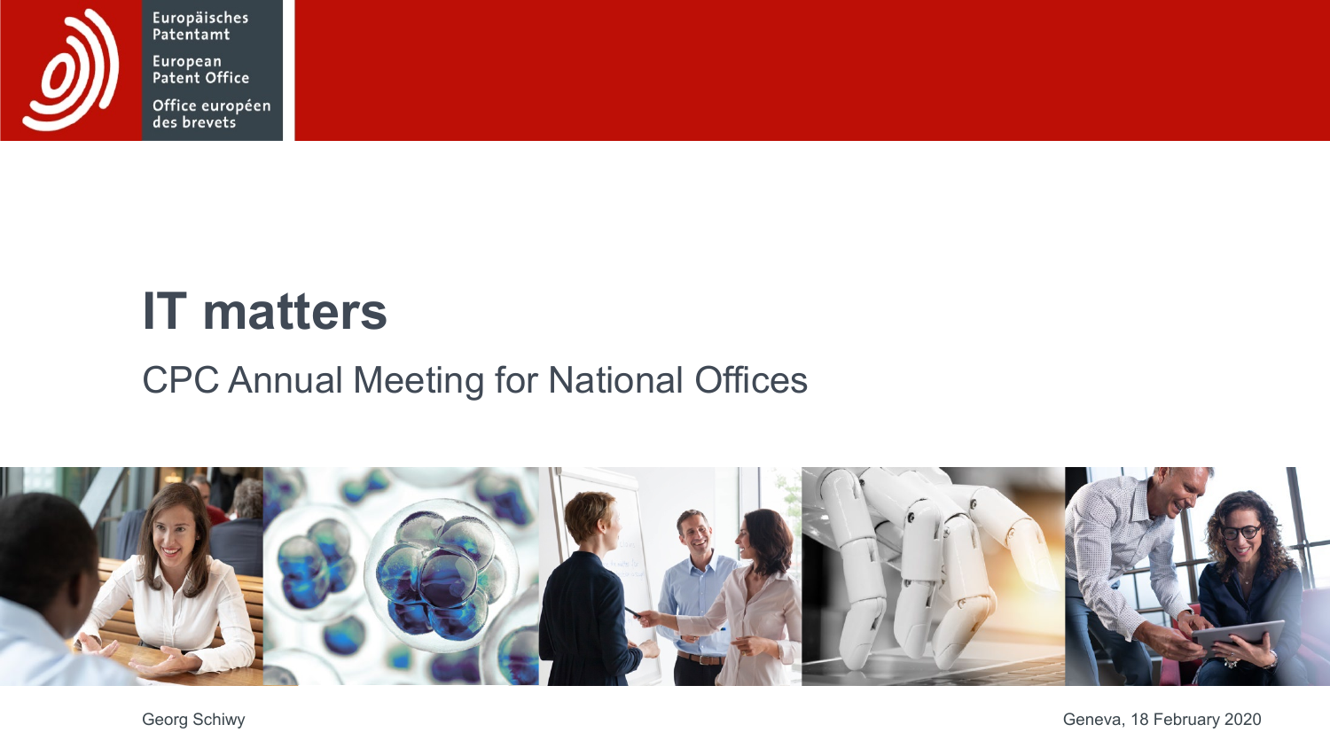Europäisches Patentamt
European Patent Office
Office européen des brevets

# IT matters

## CPC Annual Meeting for National Offices

Georg Schiwy

Geneva, 18 February 2020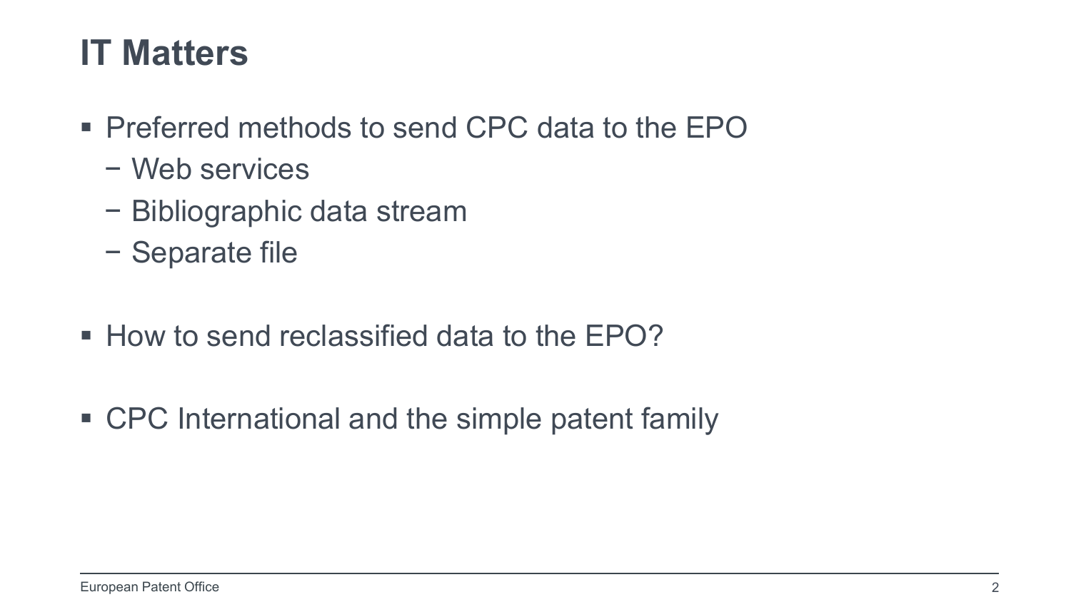# IT Matters

- Preferred methods to send CPC data to the EPO
  - Web services
  - Bibliographic data stream
  - Separate file

- How to send reclassified data to the EPO?

- CPC International and the simple patent family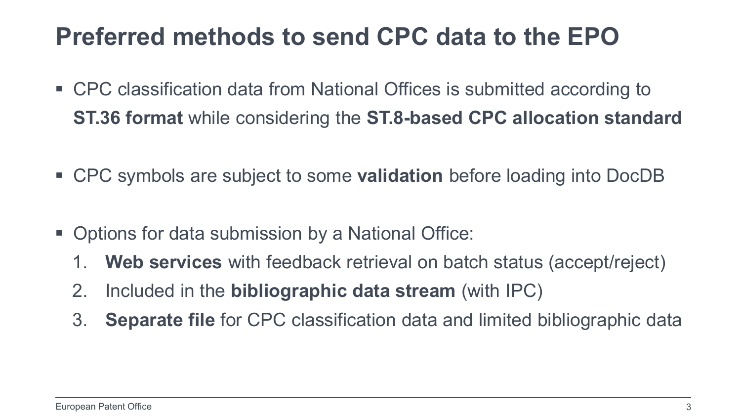# Preferred methods to send CPC data to the EPO

- CPC classification data from National Offices is submitted according to **ST.36 format** while considering the **ST.8-based CPC allocation standard**

- CPC symbols are subject to some **validation** before loading into DocDB

- Options for data submission by a National Office:
  1. **Web services** with feedback retrieval on batch status (accept/reject)
  2. Included in the **bibliographic data stream** (with IPC)
  3. **Separate file** for CPC classification data and limited bibliographic data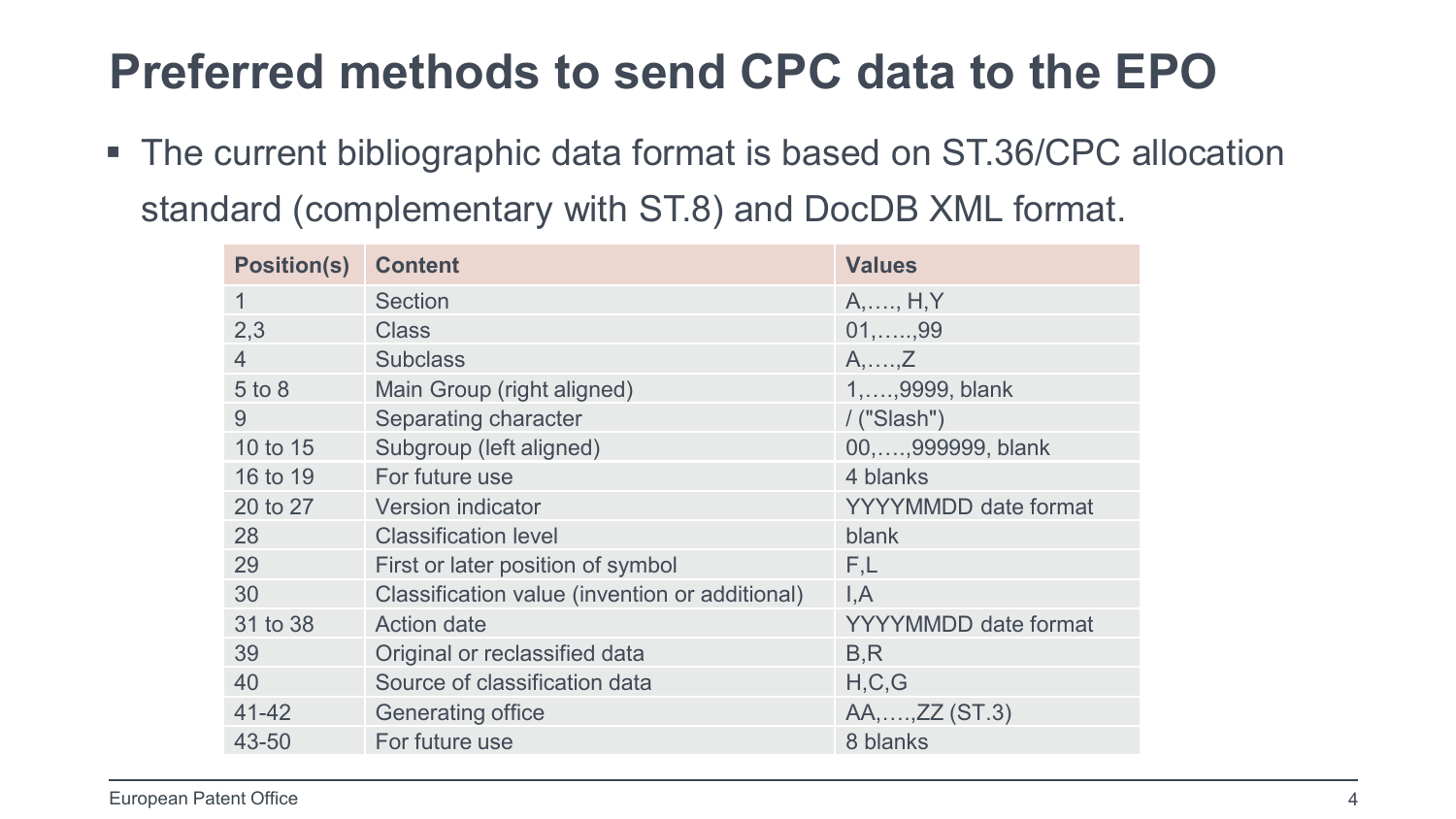# Preferred methods to send CPC data to the EPO

- The current bibliographic data format is based on ST.36/CPC allocation standard (complementary with ST.8) and DocDB XML format.

| Position(s) | Content | Values |
|---|---|---|
| 1 | Section | A,…., H,Y |
| 2,3 | Class | 01,…..,99 |
| 4 | Subclass | A,….,Z |
| 5 to 8 | Main Group (right aligned) | 1,….,9999, blank |
| 9 | Separating character | / ("Slash") |
| 10 to 15 | Subgroup (left aligned) | 00,….,999999, blank |
| 16 to 19 | For future use | 4 blanks |
| 20 to 27 | Version indicator | YYYYMMDD date format |
| 28 | Classification level | blank |
| 29 | First or later position of symbol | F,L |
| 30 | Classification value (invention or additional) | I,A |
| 31 to 38 | Action date | YYYYMMDD date format |
| 39 | Original or reclassified data | B,R |
| 40 | Source of classification data | H,C,G |
| 41-42 | Generating office | AA,….,ZZ (ST.3) |
| 43-50 | For future use | 8 blanks |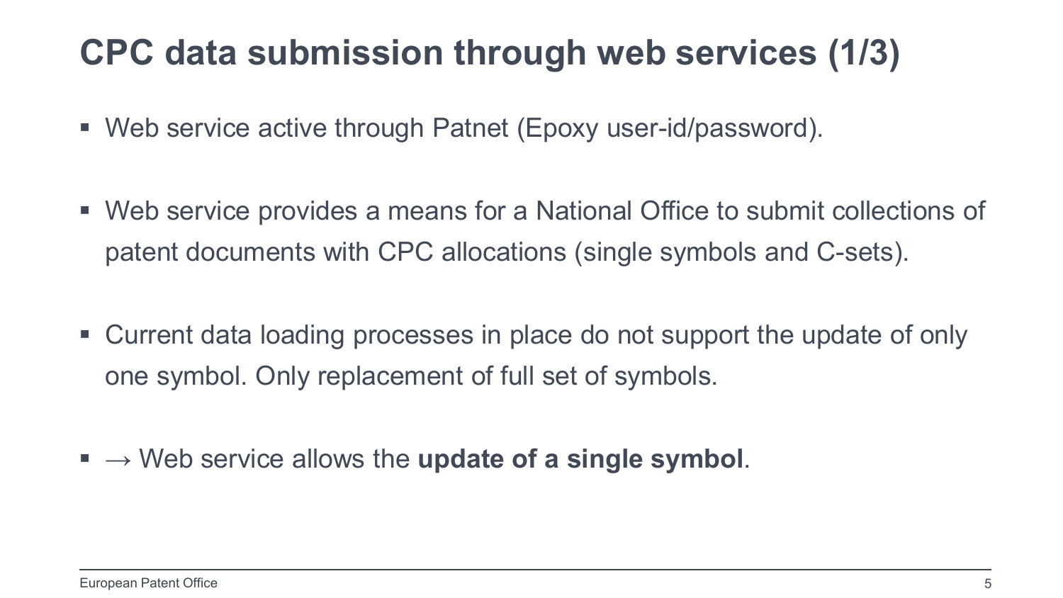# CPC data submission through web services (1/3)

- Web service active through Patnet (Epoxy user-id/password).

- Web service provides a means for a National Office to submit collections of patent documents with CPC allocations (single symbols and C-sets).

- Current data loading processes in place do not support the update of only one symbol. Only replacement of full set of symbols.

- → Web service allows the **update of a single symbol**.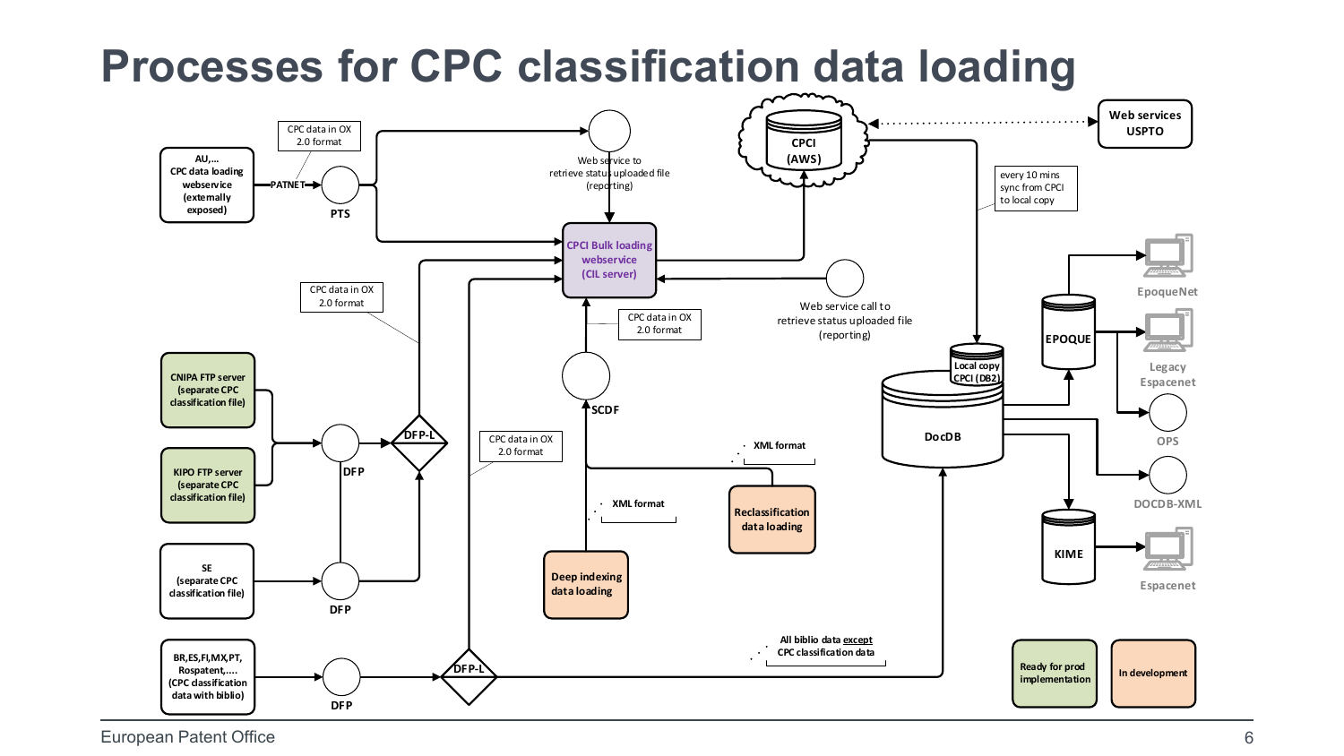# Processes for CPC classification data loading

AU,...
CPC data loading webservice (externally exposed)

PATNET

CPC data in OX 2.0 format

PTS

Web service to retrieve status uploaded file (reporting)

CPCI (AWS)

Web services USPTO

every 10 mins sync from CPCI to local copy

CPCI Bulk loading webservice (CIL server)

CPC data in OX 2.0 format

Web service call to retrieve status uploaded file (reporting)

CPC data in OX 2.0 format

SCDF

Local copy CPCI (DB2)

EPOQUE

EpoqueNet

Legacy Espacenet

OPS

DOCDB-XML

KIME

Espacenet

DocDB

CNIPA FTP server (separate CPC classification file)

KIPO FTP server (separate CPC classification file)

DFP

DFP-L

CPC data in OX 2.0 format

XML format

XML format

Reclassification data loading

Deep indexing data loading

SE (separate CPC classification file)

DFP

BR,ES,FI,MX,PT, Rospatent,.... (CPC classification data with biblio)

DFP

DFP-L

All biblio data except CPC classification data

Ready for prod implementation

In development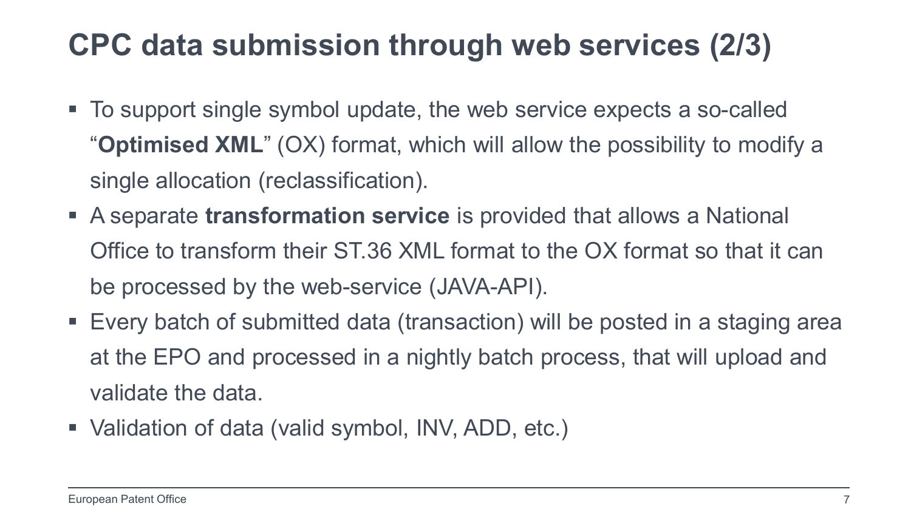# CPC data submission through web services (2/3)

- To support single symbol update, the web service expects a so-called "**Optimised XML**" (OX) format, which will allow the possibility to modify a single allocation (reclassification).
- A separate **transformation service** is provided that allows a National Office to transform their ST.36 XML format to the OX format so that it can be processed by the web-service (JAVA-API).
- Every batch of submitted data (transaction) will be posted in a staging area at the EPO and processed in a nightly batch process, that will upload and validate the data.
- Validation of data (valid symbol, INV, ADD, etc.)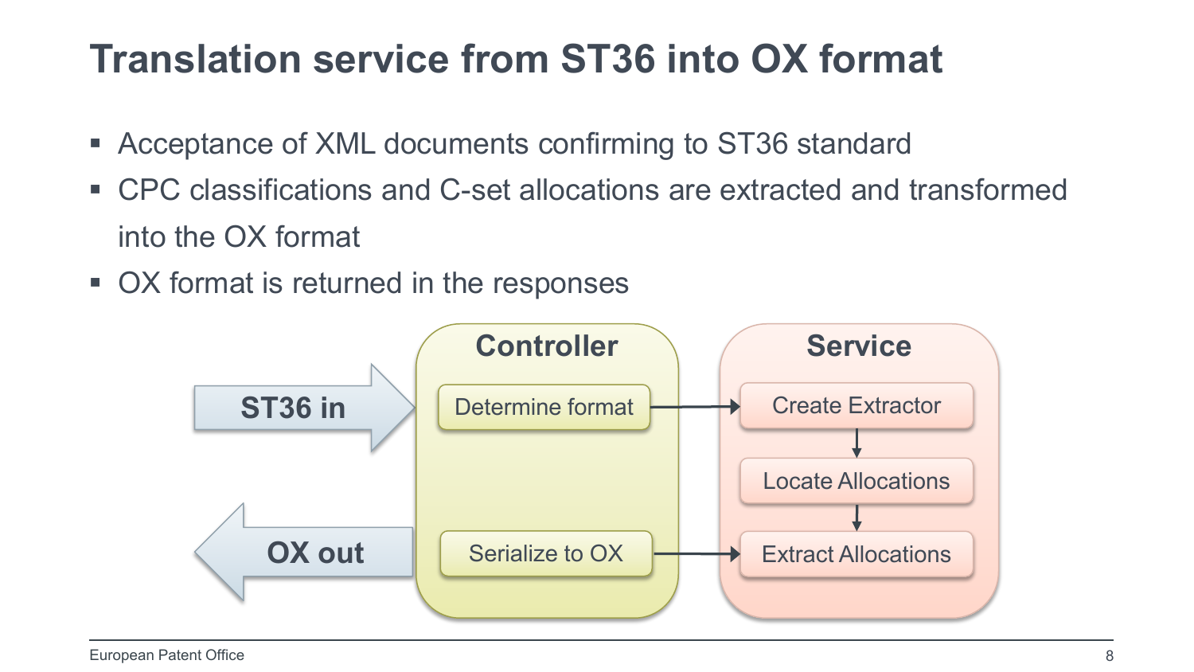# Translation service from ST36 into OX format

- Acceptance of XML documents confirming to ST36 standard
- CPC classifications and C-set allocations are extracted and transformed into the OX format
- OX format is returned in the responses

ST36 in

OX out

**Controller**

Determine format

Serialize to OX

**Service**

Create Extractor

Locate Allocations

Extract Allocations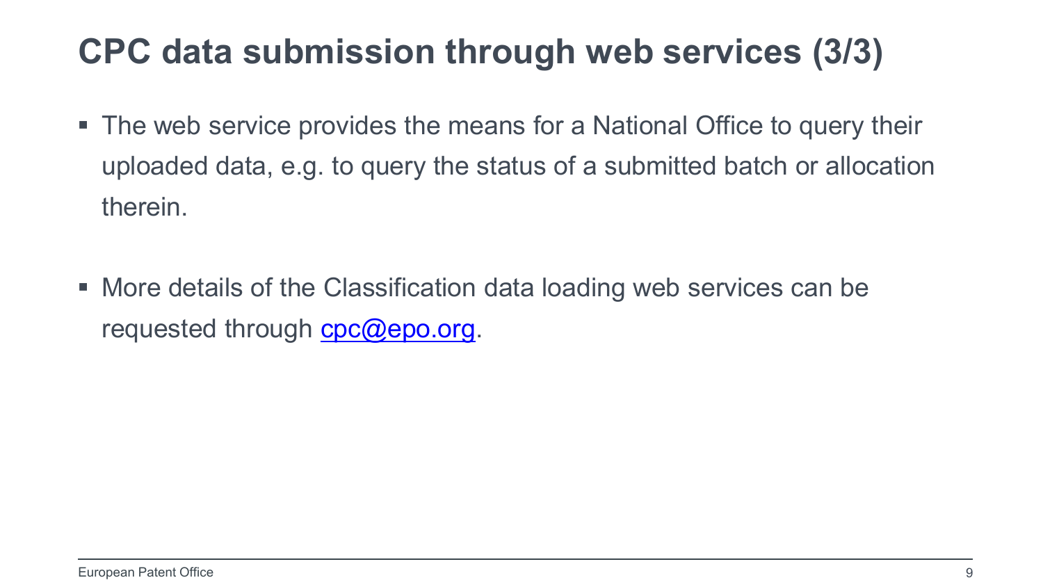# CPC data submission through web services (3/3)

- The web service provides the means for a National Office to query their uploaded data, e.g. to query the status of a submitted batch or allocation therein.

- More details of the Classification data loading web services can be requested through cpc@epo.org.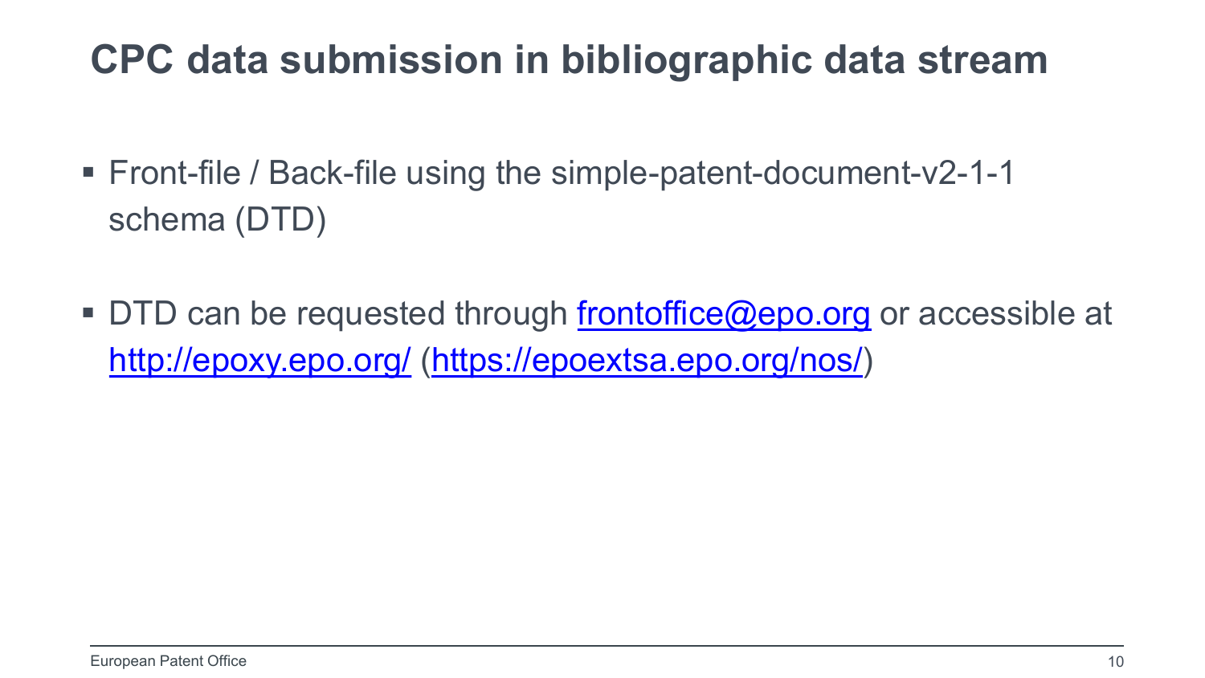# CPC data submission in bibliographic data stream

- Front-file / Back-file using the simple-patent-document-v2-1-1 schema (DTD)

- DTD can be requested through frontoffice@epo.org or accessible at http://epoxy.epo.org/ (https://epoextsa.epo.org/nos/)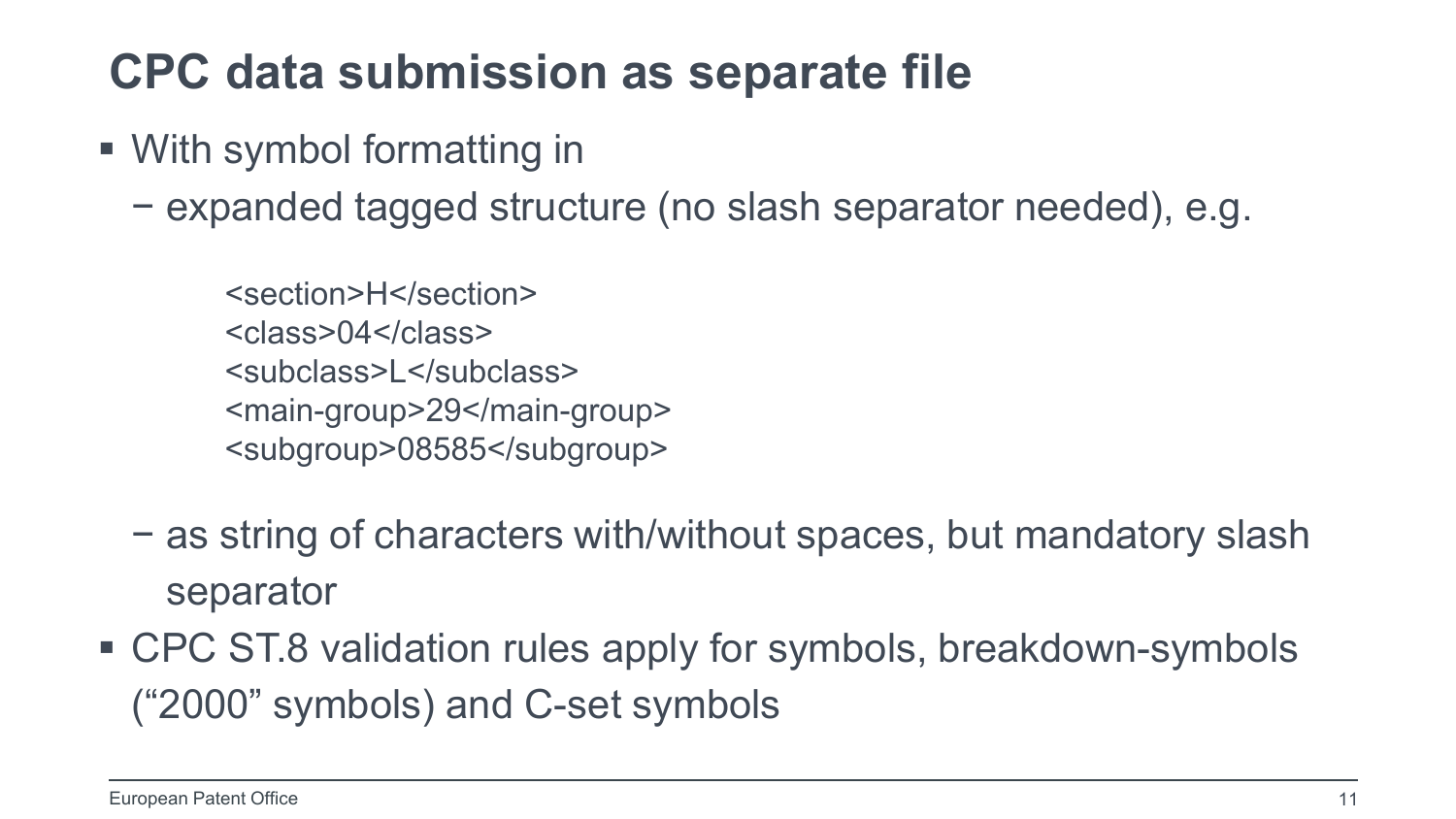# CPC data submission as separate file

- With symbol formatting in
  - expanded tagged structure (no slash separator needed), e.g.

```
<section>H</section>
<class>04</class>
<subclass>L</subclass>
<main-group>29</main-group>
<subgroup>08585</subgroup>
```

  - as string of characters with/without spaces, but mandatory slash separator
- CPC ST.8 validation rules apply for symbols, breakdown-symbols ("2000" symbols) and C-set symbols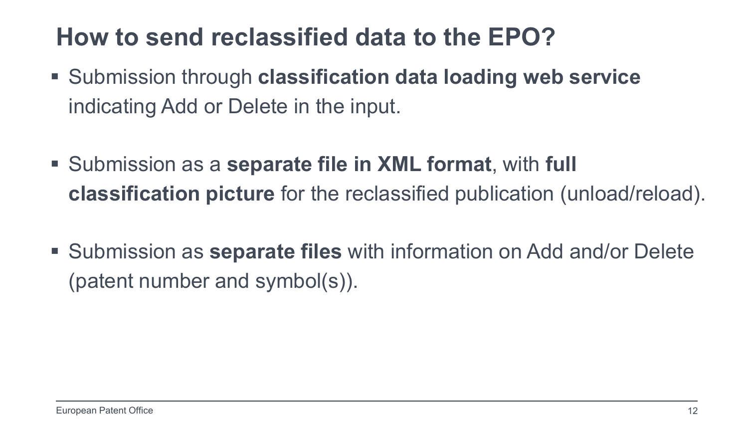# How to send reclassified data to the EPO?

- Submission through **classification data loading web service** indicating Add or Delete in the input.

- Submission as a **separate file in XML format**, with **full classification picture** for the reclassified publication (unload/reload).

- Submission as **separate files** with information on Add and/or Delete (patent number and symbol(s)).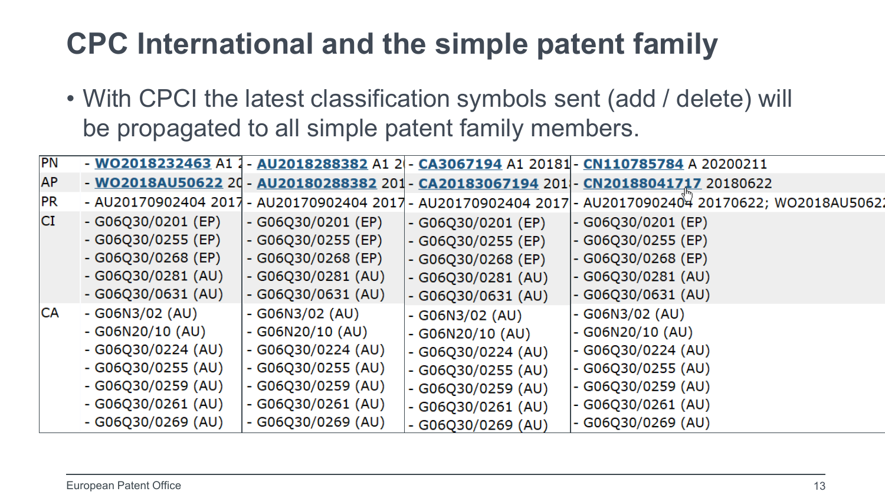# CPC International and the simple patent family

- With CPCI the latest classification symbols sent (add / delete) will be propagated to all simple patent family members.

| | | | | |
|---|---|---|---|---|
| PN | - WO2018232463 A1 2 | - AU2018288382 A1 2 | - CA3067194 A1 2018 | - CN110785784 A 20200211 |
| AP | - WO2018AU50622 2 | - AU20180288382 201 | - CA20183067194 201 | - CN20188041717 20180622 |
| PR | - AU20170902404 2017 | - AU20170902404 2017 | - AU20170902404 2017 | - AU20170902404 20170622; WO2018AU5062 |
| CI | - G06Q30/0201 (EP)<br>- G06Q30/0255 (EP)<br>- G06Q30/0268 (EP)<br>- G06Q30/0281 (AU)<br>- G06Q30/0631 (AU) | - G06Q30/0201 (EP)<br>- G06Q30/0255 (EP)<br>- G06Q30/0268 (EP)<br>- G06Q30/0281 (AU)<br>- G06Q30/0631 (AU) | - G06Q30/0201 (EP)<br>- G06Q30/0255 (EP)<br>- G06Q30/0268 (EP)<br>- G06Q30/0281 (AU)<br>- G06Q30/0631 (AU) | - G06Q30/0201 (EP)<br>- G06Q30/0255 (EP)<br>- G06Q30/0268 (EP)<br>- G06Q30/0281 (AU)<br>- G06Q30/0631 (AU) |
| CA | - G06N3/02 (AU)<br>- G06N20/10 (AU)<br>- G06Q30/0224 (AU)<br>- G06Q30/0255 (AU)<br>- G06Q30/0259 (AU)<br>- G06Q30/0261 (AU)<br>- G06Q30/0269 (AU) | - G06N3/02 (AU)<br>- G06N20/10 (AU)<br>- G06Q30/0224 (AU)<br>- G06Q30/0255 (AU)<br>- G06Q30/0259 (AU)<br>- G06Q30/0261 (AU)<br>- G06Q30/0269 (AU) | - G06N3/02 (AU)<br>- G06N20/10 (AU)<br>- G06Q30/0224 (AU)<br>- G06Q30/0255 (AU)<br>- G06Q30/0259 (AU)<br>- G06Q30/0261 (AU)<br>- G06Q30/0269 (AU) | - G06N3/02 (AU)<br>- G06N20/10 (AU)<br>- G06Q30/0224 (AU)<br>- G06Q30/0255 (AU)<br>- G06Q30/0259 (AU)<br>- G06Q30/0261 (AU)<br>- G06Q30/0269 (AU) |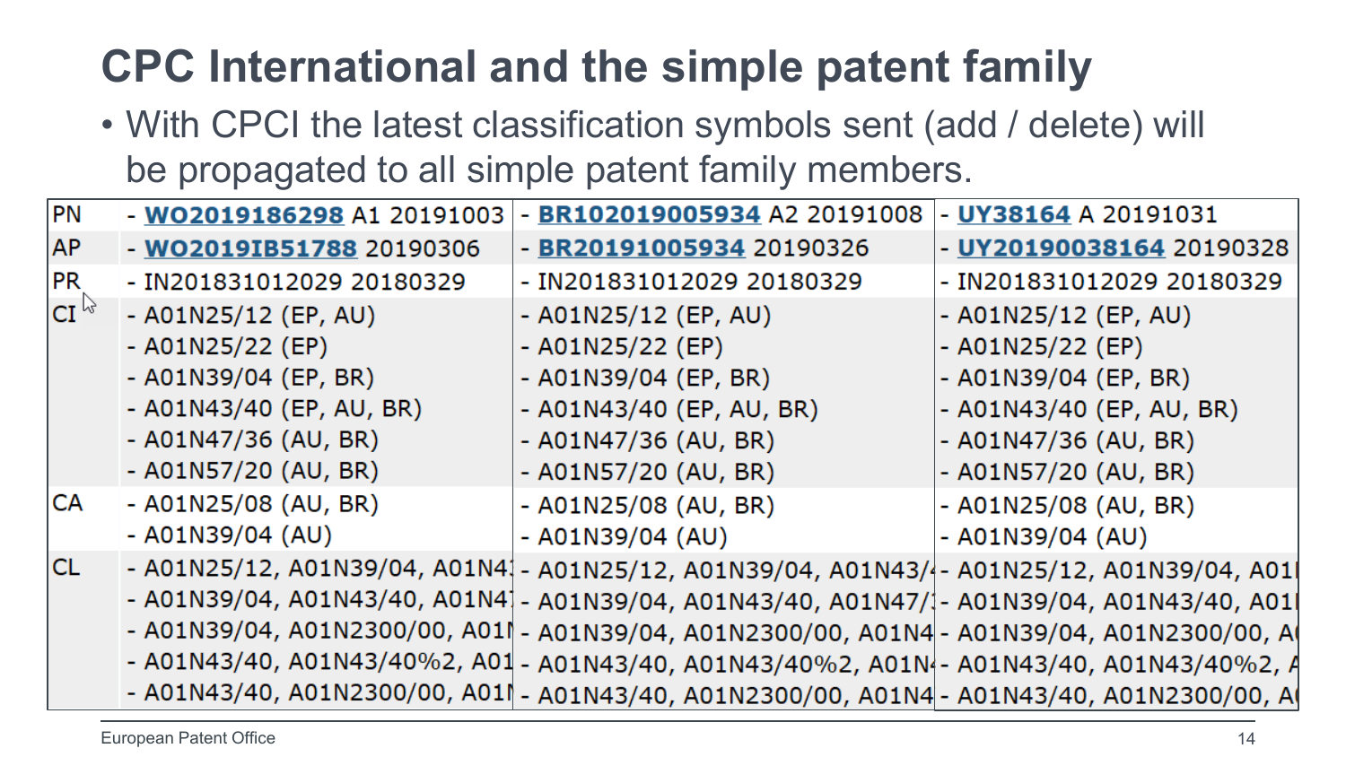# CPC International and the simple patent family

- With CPCI the latest classification symbols sent (add / delete) will be propagated to all simple patent family members.

| | | | |
|---|---|---|---|
| PN | - WO2019186298 A1 20191003 | - BR102019005934 A2 20191008 | - UY38164 A 20191031 |
| AP | - WO2019IB51788 20190306 | - BR20191005934 20190326 | - UY20190038164 20190328 |
| PR | - IN201831012029 20180329 | - IN201831012029 20180329 | - IN201831012029 20180329 |
| CI | - A01N25/12 (EP, AU)<br>- A01N25/22 (EP)<br>- A01N39/04 (EP, BR)<br>- A01N43/40 (EP, AU, BR)<br>- A01N47/36 (AU, BR)<br>- A01N57/20 (AU, BR) | - A01N25/12 (EP, AU)<br>- A01N25/22 (EP)<br>- A01N39/04 (EP, BR)<br>- A01N43/40 (EP, AU, BR)<br>- A01N47/36 (AU, BR)<br>- A01N57/20 (AU, BR) | - A01N25/12 (EP, AU)<br>- A01N25/22 (EP)<br>- A01N39/04 (EP, BR)<br>- A01N43/40 (EP, AU, BR)<br>- A01N47/36 (AU, BR)<br>- A01N57/20 (AU, BR) |
| CA | - A01N25/08 (AU, BR)<br>- A01N39/04 (AU) | - A01N25/08 (AU, BR)<br>- A01N39/04 (AU) | - A01N25/08 (AU, BR)<br>- A01N39/04 (AU) |
| CL | - A01N25/12, A01N39/04, A01N4<br>- A01N39/04, A01N43/40, A01N4<br>- A01N39/04, A01N2300/00, A01<br>- A01N43/40, A01N43/40%2, A01<br>- A01N43/40, A01N2300/00, A01 | - A01N25/12, A01N39/04, A01N43/<br>- A01N39/04, A01N43/40, A01N47/<br>- A01N39/04, A01N2300/00, A01N4<br>- A01N43/40, A01N43/40%2, A01N<br>- A01N43/40, A01N2300/00, A01N4 | - A01N25/12, A01N39/04, A01<br>- A01N39/04, A01N43/40, A01<br>- A01N39/04, A01N2300/00, A<br>- A01N43/40, A01N43/40%2, A<br>- A01N43/40, A01N2300/00, A |

European Patent Office